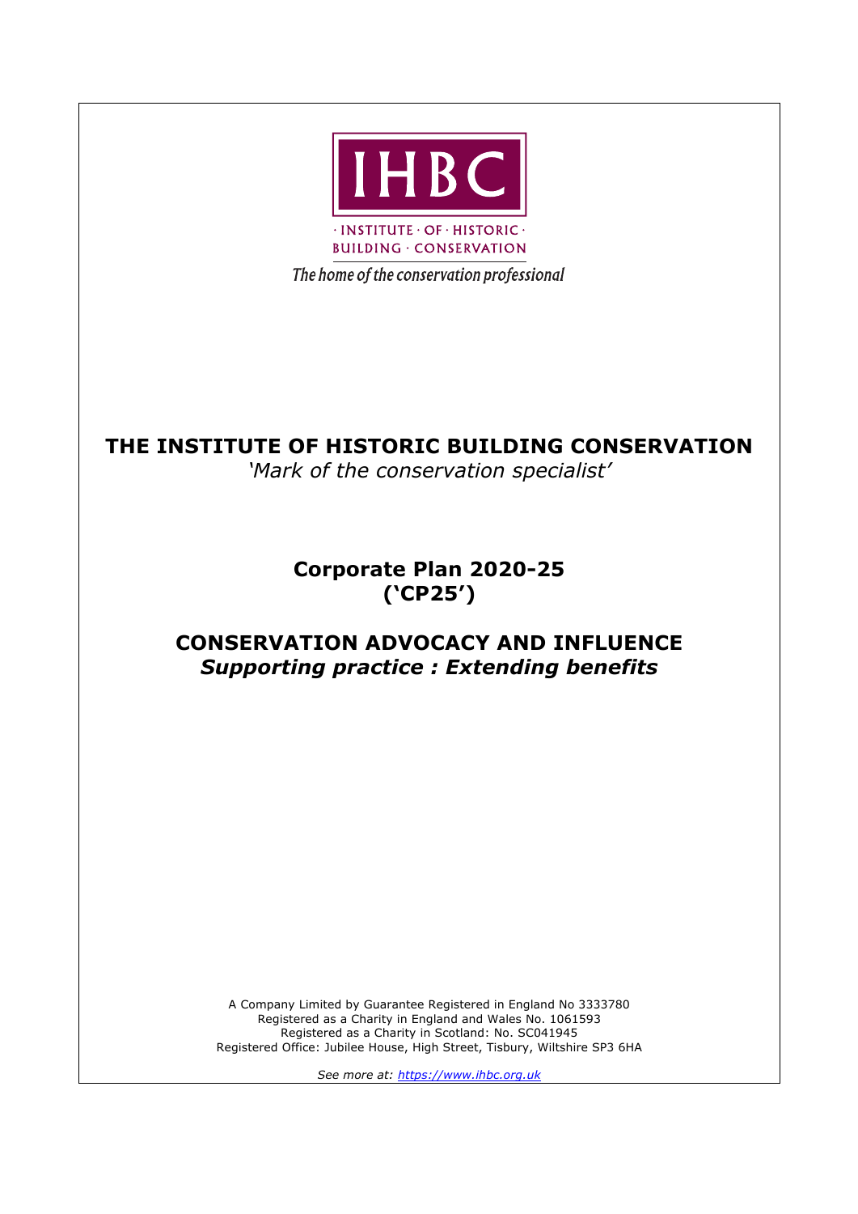IHBC

· INSTITUTE · OF · HISTORIC · BUILDING · CONSERVATION

*The home of the conservation professional*

# THE INSTITUTE OF HISTORIC BUILDING CONSERVATION

*'Mark of the conservation specialist'*

## Corporate Plan 2020-25 ('CP25')

## CONSERVATION ADVOCACY AND INFLUENCE

***Supporting practice : Extending benefits***

A Company Limited by Guarantee Registered in England No 3333780
Registered as a Charity in England and Wales No. 1061593
Registered as a Charity in Scotland: No. SC041945
Registered Office: Jubilee House, High Street, Tisbury, Wiltshire SP3 6HA

*See more at: https://www.ihbc.org.uk*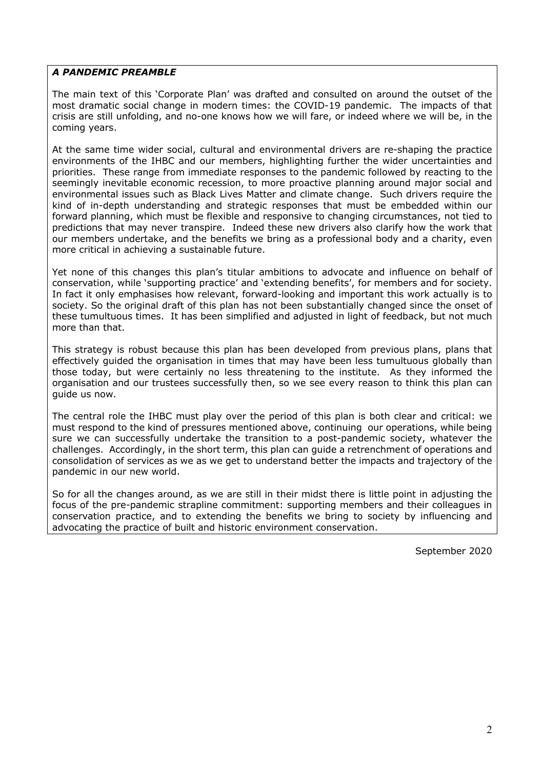### *A PANDEMIC PREAMBLE*

The main text of this 'Corporate Plan' was drafted and consulted on around the outset of the most dramatic social change in modern times: the COVID-19 pandemic. The impacts of that crisis are still unfolding, and no-one knows how we will fare, or indeed where we will be, in the coming years.

At the same time wider social, cultural and environmental drivers are re-shaping the practice environments of the IHBC and our members, highlighting further the wider uncertainties and priorities. These range from immediate responses to the pandemic followed by reacting to the seemingly inevitable economic recession, to more proactive planning around major social and environmental issues such as Black Lives Matter and climate change. Such drivers require the kind of in-depth understanding and strategic responses that must be embedded within our forward planning, which must be flexible and responsive to changing circumstances, not tied to predictions that may never transpire. Indeed these new drivers also clarify how the work that our members undertake, and the benefits we bring as a professional body and a charity, even more critical in achieving a sustainable future.

Yet none of this changes this plan's titular ambitions to advocate and influence on behalf of conservation, while 'supporting practice' and 'extending benefits', for members and for society. In fact it only emphasises how relevant, forward-looking and important this work actually is to society. So the original draft of this plan has not been substantially changed since the onset of these tumultuous times. It has been simplified and adjusted in light of feedback, but not much more than that.

This strategy is robust because this plan has been developed from previous plans, plans that effectively guided the organisation in times that may have been less tumultuous globally than those today, but were certainly no less threatening to the institute. As they informed the organisation and our trustees successfully then, so we see every reason to think this plan can guide us now.

The central role the IHBC must play over the period of this plan is both clear and critical: we must respond to the kind of pressures mentioned above, continuing our operations, while being sure we can successfully undertake the transition to a post-pandemic society, whatever the challenges. Accordingly, in the short term, this plan can guide a retrenchment of operations and consolidation of services as we as we get to understand better the impacts and trajectory of the pandemic in our new world.

So for all the changes around, as we are still in their midst there is little point in adjusting the focus of the pre-pandemic strapline commitment: supporting members and their colleagues in conservation practice, and to extending the benefits we bring to society by influencing and advocating the practice of built and historic environment conservation.

September 2020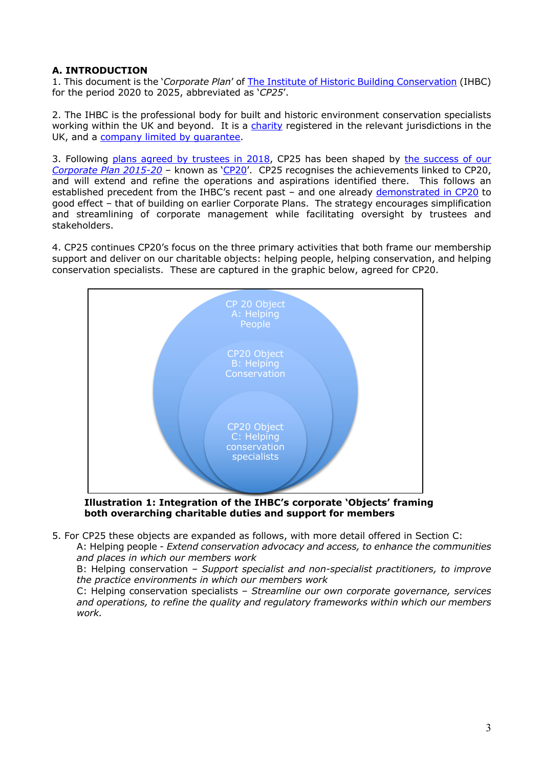## A. INTRODUCTION

1. This document is the '*Corporate Plan*' of The Institute of Historic Building Conservation (IHBC) for the period 2020 to 2025, abbreviated as '*CP25*'.

2. The IHBC is the professional body for built and historic environment conservation specialists working within the UK and beyond. It is a charity registered in the relevant jurisdictions in the UK, and a company limited by guarantee.

3. Following plans agreed by trustees in 2018, CP25 has been shaped by the success of our *Corporate Plan 2015-20* – known as 'CP20'. CP25 recognises the achievements linked to CP20, and will extend and refine the operations and aspirations identified there. This follows an established precedent from the IHBC's recent past – and one already demonstrated in CP20 to good effect – that of building on earlier Corporate Plans. The strategy encourages simplification and streamlining of corporate management while facilitating oversight by trustees and stakeholders.

4. CP25 continues CP20's focus on the three primary activities that both frame our membership support and deliver on our charitable objects: helping people, helping conservation, and helping conservation specialists. These are captured in the graphic below, agreed for CP20.

CP 20 Object A: Helping People

CP20 Object B: Helping Conservation

CP20 Object C: Helping conservation specialists

**Illustration 1: Integration of the IHBC's corporate 'Objects' framing both overarching charitable duties and support for members**

5. For CP25 these objects are expanded as follows, with more detail offered in Section C:
   - A: Helping people - *Extend conservation advocacy and access, to enhance the communities and places in which our members work*
   - B: Helping conservation – *Support specialist and non-specialist practitioners, to improve the practice environments in which our members work*
   - C: Helping conservation specialists – *Streamline our own corporate governance, services and operations, to refine the quality and regulatory frameworks within which our members work.*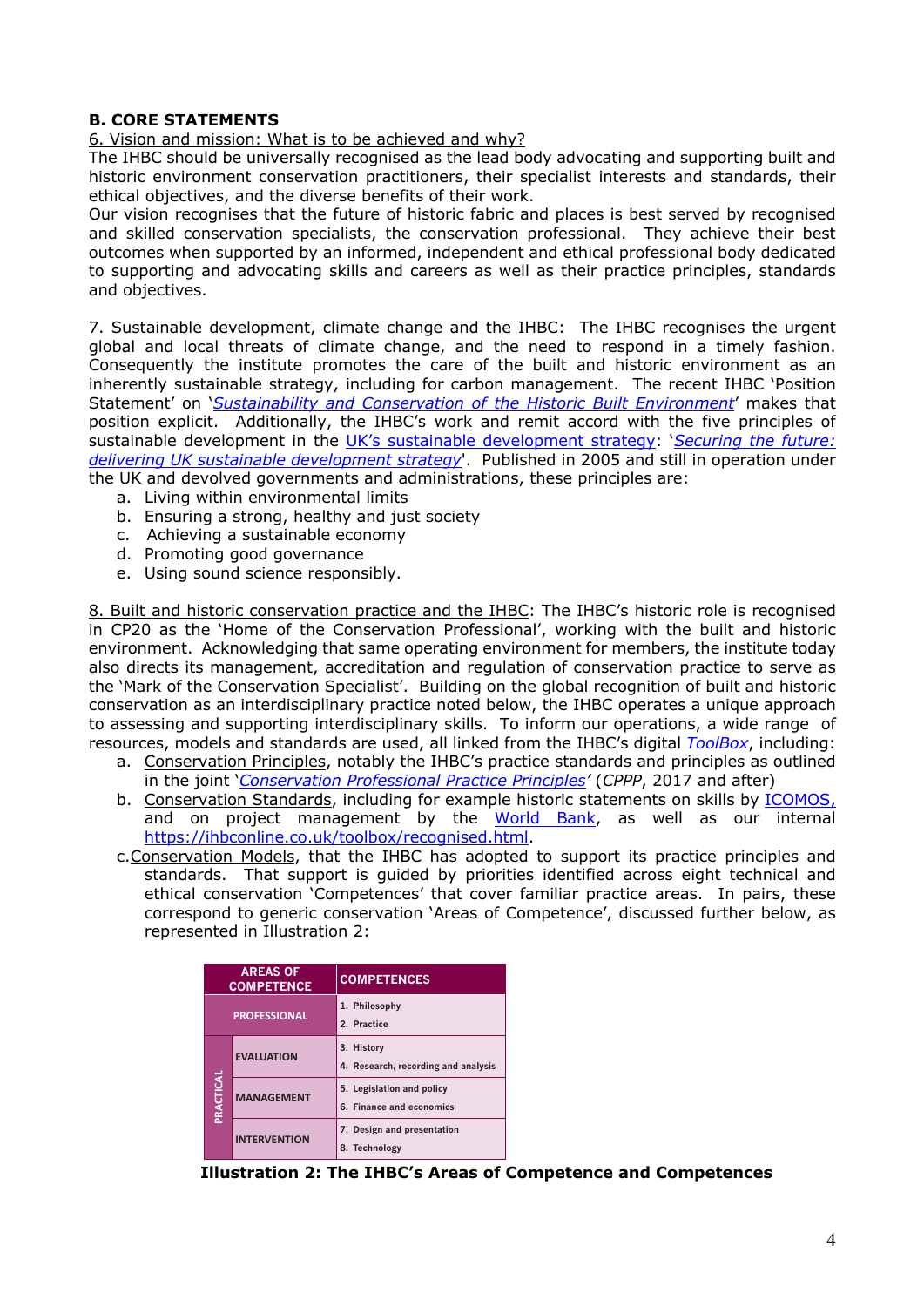## B. CORE STATEMENTS

6. Vision and mission: What is to be achieved and why?

The IHBC should be universally recognised as the lead body advocating and supporting built and historic environment conservation practitioners, their specialist interests and standards, their ethical objectives, and the diverse benefits of their work.

Our vision recognises that the future of historic fabric and places is best served by recognised and skilled conservation specialists, the conservation professional. They achieve their best outcomes when supported by an informed, independent and ethical professional body dedicated to supporting and advocating skills and careers as well as their practice principles, standards and objectives.

7. Sustainable development, climate change and the IHBC: The IHBC recognises the urgent global and local threats of climate change, and the need to respond in a timely fashion. Consequently the institute promotes the care of the built and historic environment as an inherently sustainable strategy, including for carbon management. The recent IHBC 'Position Statement' on '*Sustainability and Conservation of the Historic Built Environment*' makes that position explicit. Additionally, the IHBC's work and remit accord with the five principles of sustainable development in the UK's sustainable development strategy: '*Securing the future: delivering UK sustainable development strategy*'. Published in 2005 and still in operation under the UK and devolved governments and administrations, these principles are:

a. Living within environmental limits
b. Ensuring a strong, healthy and just society
c. Achieving a sustainable economy
d. Promoting good governance
e. Using sound science responsibly.

8. Built and historic conservation practice and the IHBC: The IHBC's historic role is recognised in CP20 as the 'Home of the Conservation Professional', working with the built and historic environment. Acknowledging that same operating environment for members, the institute today also directs its management, accreditation and regulation of conservation practice to serve as the 'Mark of the Conservation Specialist'. Building on the global recognition of built and historic conservation as an interdisciplinary practice noted below, the IHBC operates a unique approach to assessing and supporting interdisciplinary skills. To inform our operations, a wide range of resources, models and standards are used, all linked from the IHBC's digital *ToolBox*, including:

a. Conservation Principles, notably the IHBC's practice standards and principles as outlined in the joint '*Conservation Professional Practice Principles*' (*CPPP*, 2017 and after)
b. Conservation Standards, including for example historic statements on skills by ICOMOS, and on project management by the World Bank, as well as our internal https://ihbconline.co.uk/toolbox/recognised.html.
c. Conservation Models, that the IHBC has adopted to support its practice principles and standards. That support is guided by priorities identified across eight technical and ethical conservation 'Competences' that cover familiar practice areas. In pairs, these correspond to generic conservation 'Areas of Competence', discussed further below, as represented in Illustration 2:

| AREAS OF COMPETENCE | | COMPETENCES |
|---|---|---|
| PROFESSIONAL | | 1. Philosophy<br>2. Practice |
| PRACTICAL | EVALUATION | 3. History<br>4. Research, recording and analysis |
| | MANAGEMENT | 5. Legislation and policy<br>6. Finance and economics |
| | INTERVENTION | 7. Design and presentation<br>8. Technology |

**Illustration 2: The IHBC's Areas of Competence and Competences**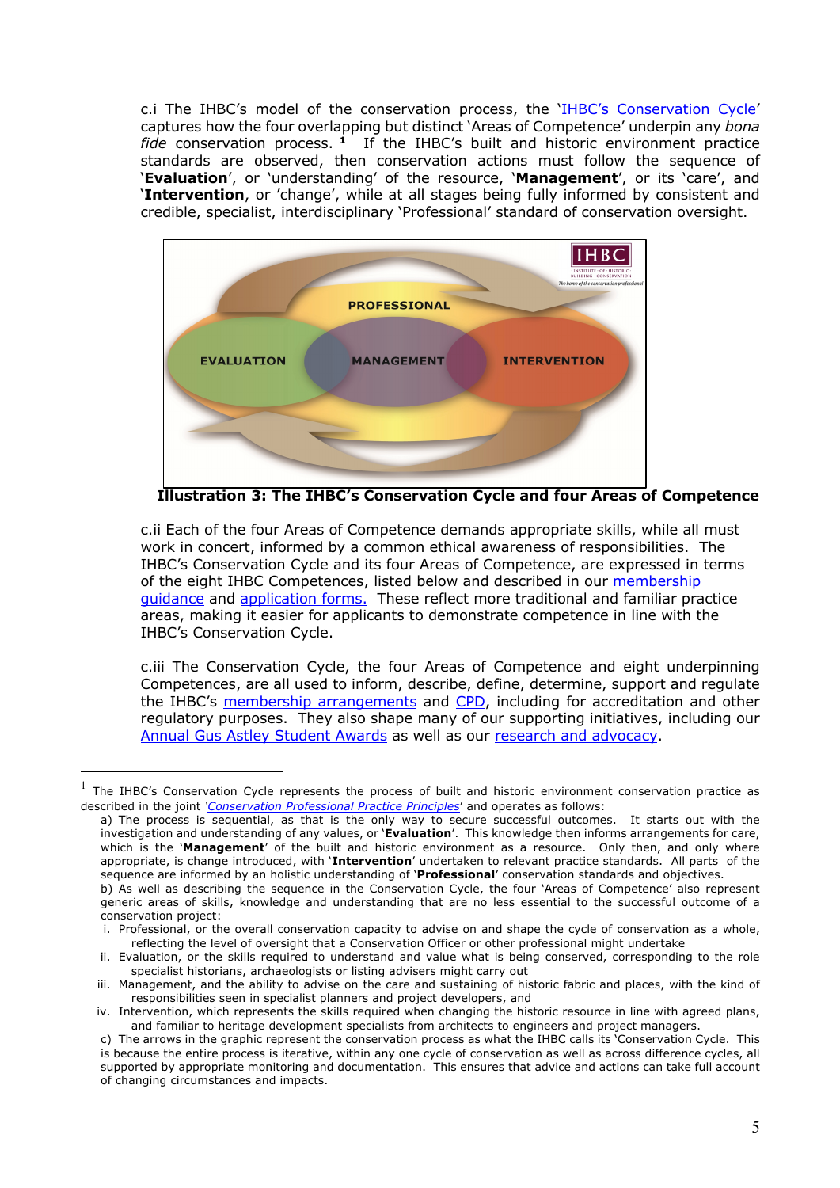c.i The IHBC's model of the conservation process, the '[IHBC's Conservation Cycle]' captures how the four overlapping but distinct 'Areas of Competence' underpin any *bona fide* conservation process. [1] If the IHBC's built and historic environment practice standards are observed, then conservation actions must follow the sequence of '**Evaluation**', or 'understanding' of the resource, '**Management**', or its 'care', and '**Intervention**, or 'change', while at all stages being fully informed by consistent and credible, specialist, interdisciplinary 'Professional' standard of conservation oversight.

**Illustration 3: The IHBC's Conservation Cycle and four Areas of Competence**

c.ii Each of the four Areas of Competence demands appropriate skills, while all must work in concert, informed by a common ethical awareness of responsibilities. The IHBC's Conservation Cycle and its four Areas of Competence, are expressed in terms of the eight IHBC Competences, listed below and described in our membership guidance and application forms. These reflect more traditional and familiar practice areas, making it easier for applicants to demonstrate competence in line with the IHBC's Conservation Cycle.

c.iii The Conservation Cycle, the four Areas of Competence and eight underpinning Competences, are all used to inform, describe, define, determine, support and regulate the IHBC's membership arrangements and CPD, including for accreditation and other regulatory purposes. They also shape many of our supporting initiatives, including our Annual Gus Astley Student Awards as well as our research and advocacy.

---

[1] The IHBC's Conservation Cycle represents the process of built and historic environment conservation practice as described in the joint '*Conservation Professional Practice Principles*' and operates as follows:

a) The process is sequential, as that is the only way to secure successful outcomes. It starts out with the investigation and understanding of any values, or '**Evaluation**'. This knowledge then informs arrangements for care, which is the '**Management**' of the built and historic environment as a resource. Only then, and only where appropriate, is change introduced, with '**Intervention**' undertaken to relevant practice standards. All parts of the sequence are informed by an holistic understanding of '**Professional**' conservation standards and objectives.

b) As well as describing the sequence in the Conservation Cycle, the four 'Areas of Competence' also represent generic areas of skills, knowledge and understanding that are no less essential to the successful outcome of a conservation project:

i. Professional, or the overall conservation capacity to advise on and shape the cycle of conservation as a whole, reflecting the level of oversight that a Conservation Officer or other professional might undertake

ii. Evaluation, or the skills required to understand and value what is being conserved, corresponding to the role specialist historians, archaeologists or listing advisers might carry out

iii. Management, and the ability to advise on the care and sustaining of historic fabric and places, with the kind of responsibilities seen in specialist planners and project developers, and

iv. Intervention, which represents the skills required when changing the historic resource in line with agreed plans, and familiar to heritage development specialists from architects to engineers and project managers.

c) The arrows in the graphic represent the conservation process as what the IHBC calls its 'Conservation Cycle. This is because the entire process is iterative, within any one cycle of conservation as well as across difference cycles, all supported by appropriate monitoring and documentation. This ensures that advice and actions can take full account of changing circumstances and impacts.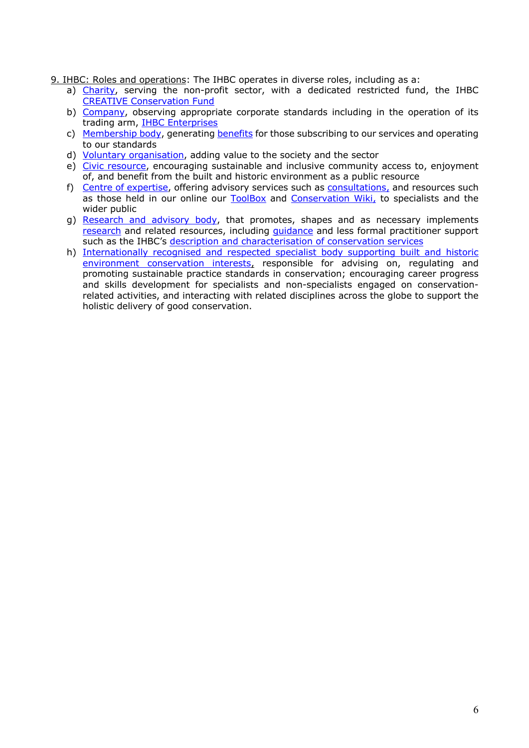9. IHBC: Roles and operations: The IHBC operates in diverse roles, including as a:

a) Charity, serving the non-profit sector, with a dedicated restricted fund, the IHBC CREATIVE Conservation Fund
b) Company, observing appropriate corporate standards including in the operation of its trading arm, IHBC Enterprises
c) Membership body, generating benefits for those subscribing to our services and operating to our standards
d) Voluntary organisation, adding value to the society and the sector
e) Civic resource, encouraging sustainable and inclusive community access to, enjoyment of, and benefit from the built and historic environment as a public resource
f) Centre of expertise, offering advisory services such as consultations, and resources such as those held in our online our ToolBox and Conservation Wiki, to specialists and the wider public
g) Research and advisory body, that promotes, shapes and as necessary implements research and related resources, including guidance and less formal practitioner support such as the IHBC's description and characterisation of conservation services
h) Internationally recognised and respected specialist body supporting built and historic environment conservation interests, responsible for advising on, regulating and promoting sustainable practice standards in conservation; encouraging career progress and skills development for specialists and non-specialists engaged on conservation-related activities, and interacting with related disciplines across the globe to support the holistic delivery of good conservation.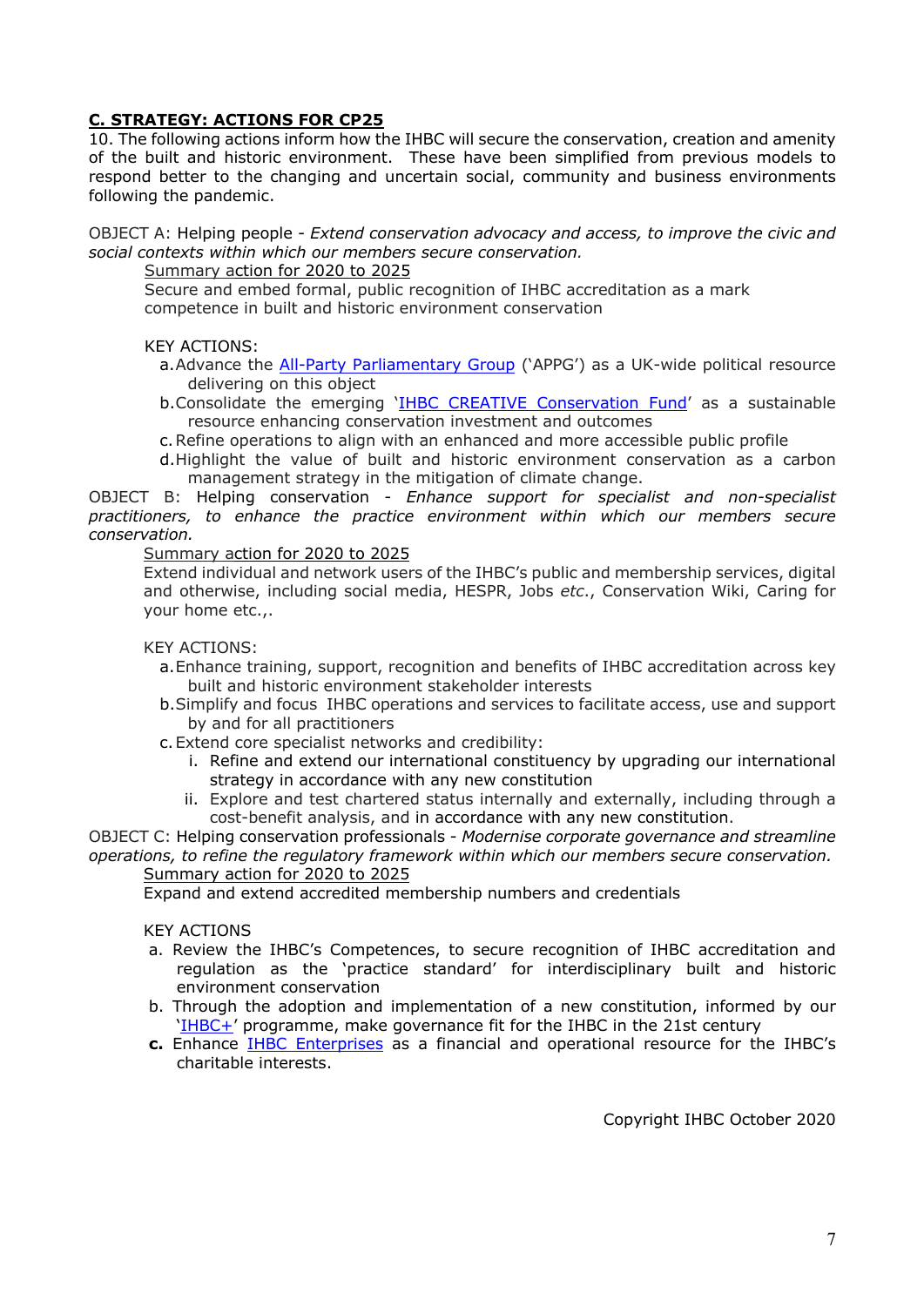## C. STRATEGY: ACTIONS FOR CP25

10. The following actions inform how the IHBC will secure the conservation, creation and amenity of the built and historic environment. These have been simplified from previous models to respond better to the changing and uncertain social, community and business environments following the pandemic.

OBJECT A: Helping people - *Extend conservation advocacy and access, to improve the civic and social contexts within which our members secure conservation.*

Summary action for 2020 to 2025

Secure and embed formal, public recognition of IHBC accreditation as a mark competence in built and historic environment conservation

KEY ACTIONS:

a. Advance the All-Party Parliamentary Group ('APPG') as a UK-wide political resource delivering on this object
b. Consolidate the emerging 'IHBC CREATIVE Conservation Fund' as a sustainable resource enhancing conservation investment and outcomes
c. Refine operations to align with an enhanced and more accessible public profile
d. Highlight the value of built and historic environment conservation as a carbon management strategy in the mitigation of climate change.

OBJECT B: Helping conservation - *Enhance support for specialist and non-specialist practitioners, to enhance the practice environment within which our members secure conservation.*

Summary action for 2020 to 2025

Extend individual and network users of the IHBC's public and membership services, digital and otherwise, including social media, HESPR, Jobs *etc*., Conservation Wiki, Caring for your home etc.,.

KEY ACTIONS:

a. Enhance training, support, recognition and benefits of IHBC accreditation across key built and historic environment stakeholder interests
b. Simplify and focus IHBC operations and services to facilitate access, use and support by and for all practitioners
c. Extend core specialist networks and credibility:
   i. Refine and extend our international constituency by upgrading our international strategy in accordance with any new constitution
   ii. Explore and test chartered status internally and externally, including through a cost-benefit analysis, and in accordance with any new constitution.

OBJECT C: Helping conservation professionals - *Modernise corporate governance and streamline operations, to refine the regulatory framework within which our members secure conservation.*

Summary action for 2020 to 2025

Expand and extend accredited membership numbers and credentials

KEY ACTIONS

a. Review the IHBC's Competences, to secure recognition of IHBC accreditation and regulation as the 'practice standard' for interdisciplinary built and historic environment conservation
b. Through the adoption and implementation of a new constitution, informed by our 'IHBC+' programme, make governance fit for the IHBC in the 21st century
**c.** Enhance IHBC Enterprises as a financial and operational resource for the IHBC's charitable interests.

Copyright IHBC October 2020